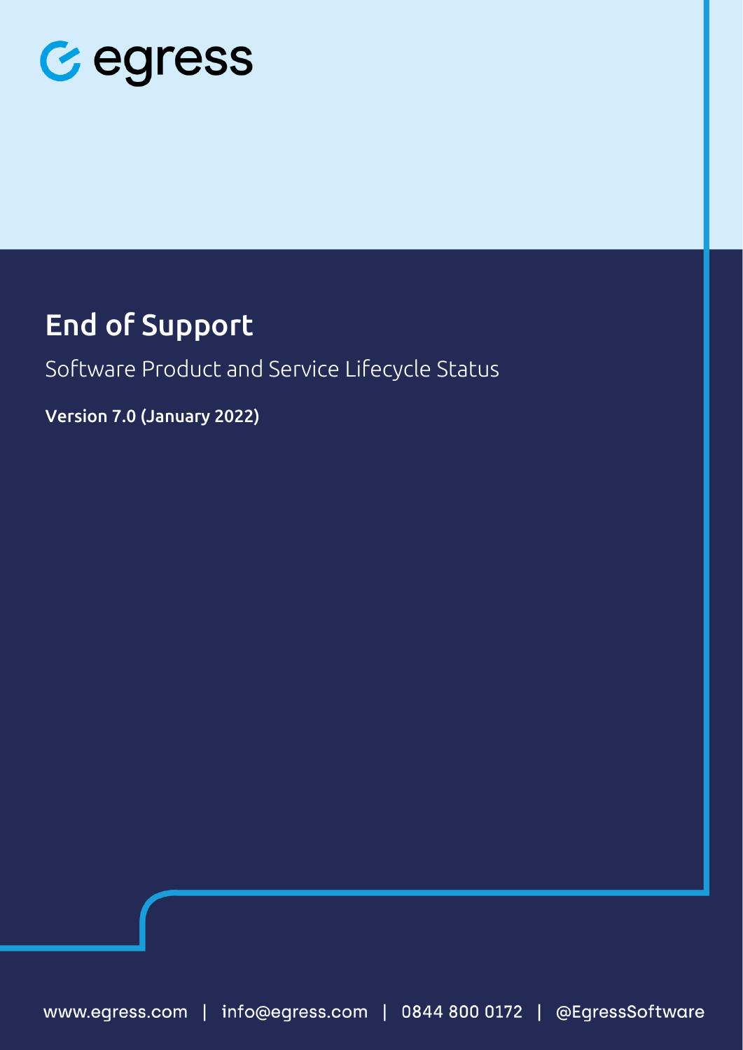egress

# End of Support

Software Product and Service Lifecycle Status

**Version 7.0 (January 2022)**

www.egress.com | info@egress.com | 0844 800 0172 | @EgressSoftware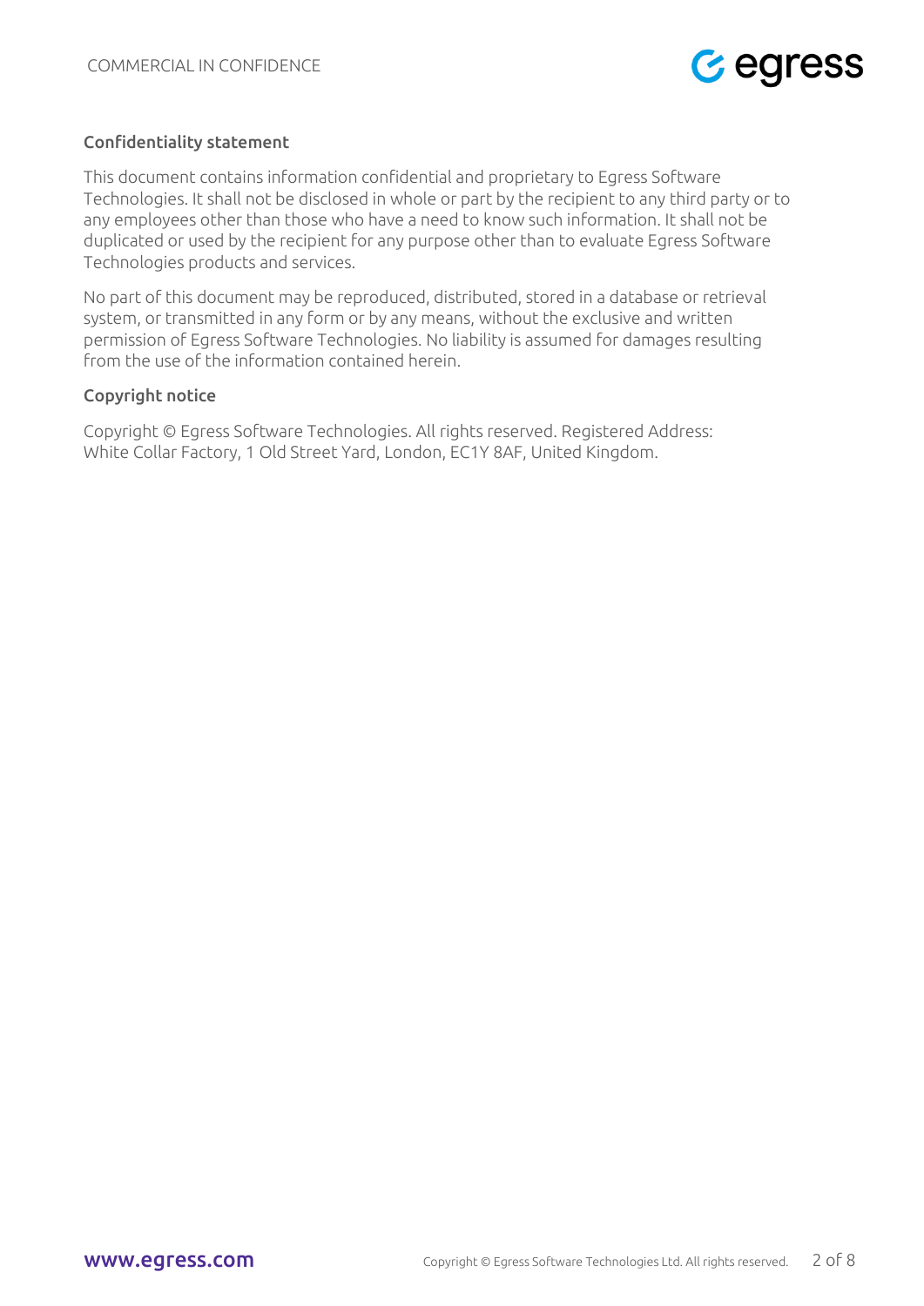## Confidentiality statement

This document contains information confidential and proprietary to Egress Software Technologies. It shall not be disclosed in whole or part by the recipient to any third party or to any employees other than those who have a need to know such information. It shall not be duplicated or used by the recipient for any purpose other than to evaluate Egress Software Technologies products and services.

No part of this document may be reproduced, distributed, stored in a database or retrieval system, or transmitted in any form or by any means, without the exclusive and written permission of Egress Software Technologies. No liability is assumed for damages resulting from the use of the information contained herein.

## Copyright notice

Copyright © Egress Software Technologies. All rights reserved. Registered Address: White Collar Factory, 1 Old Street Yard, London, EC1Y 8AF, United Kingdom.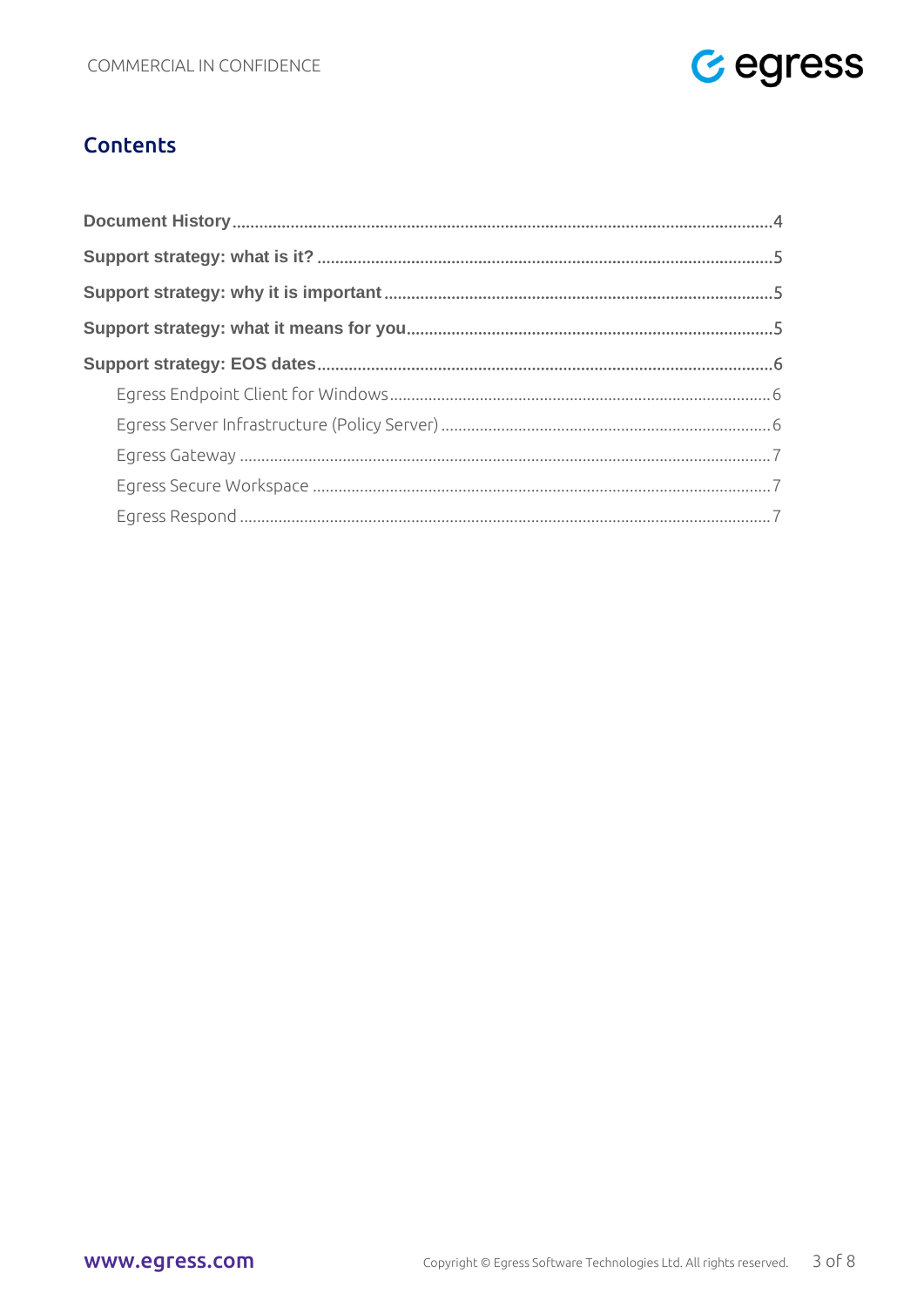# Contents

**Document History** ........ 4

**Support strategy: what is it?** ........ 5

**Support strategy: why it is important** ........ 5

**Support strategy: what it means for you** ........ 5

**Support strategy: EOS dates** ........ 6

- Egress Endpoint Client for Windows ........ 6
- Egress Server Infrastructure (Policy Server) ........ 6
- Egress Gateway ........ 7
- Egress Secure Workspace ........ 7
- Egress Respond ........ 7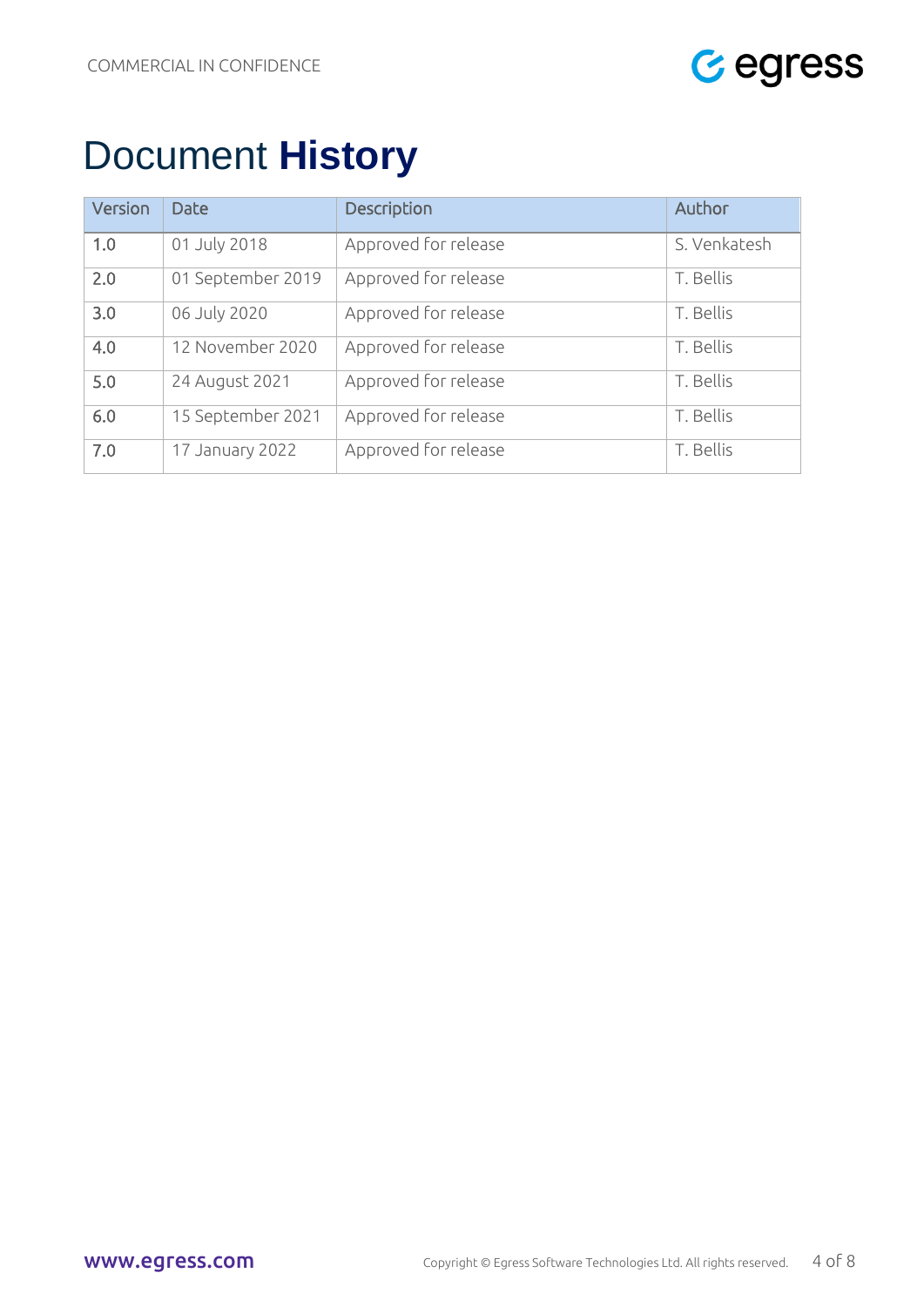# Document **History**

| Version | Date | Description | Author |
|---|---|---|---|
| 1.0 | 01 July 2018 | Approved for release | S. Venkatesh |
| 2.0 | 01 September 2019 | Approved for release | T. Bellis |
| 3.0 | 06 July 2020 | Approved for release | T. Bellis |
| 4.0 | 12 November 2020 | Approved for release | T. Bellis |
| 5.0 | 24 August 2021 | Approved for release | T. Bellis |
| 6.0 | 15 September 2021 | Approved for release | T. Bellis |
| 7.0 | 17 January 2022 | Approved for release | T. Bellis |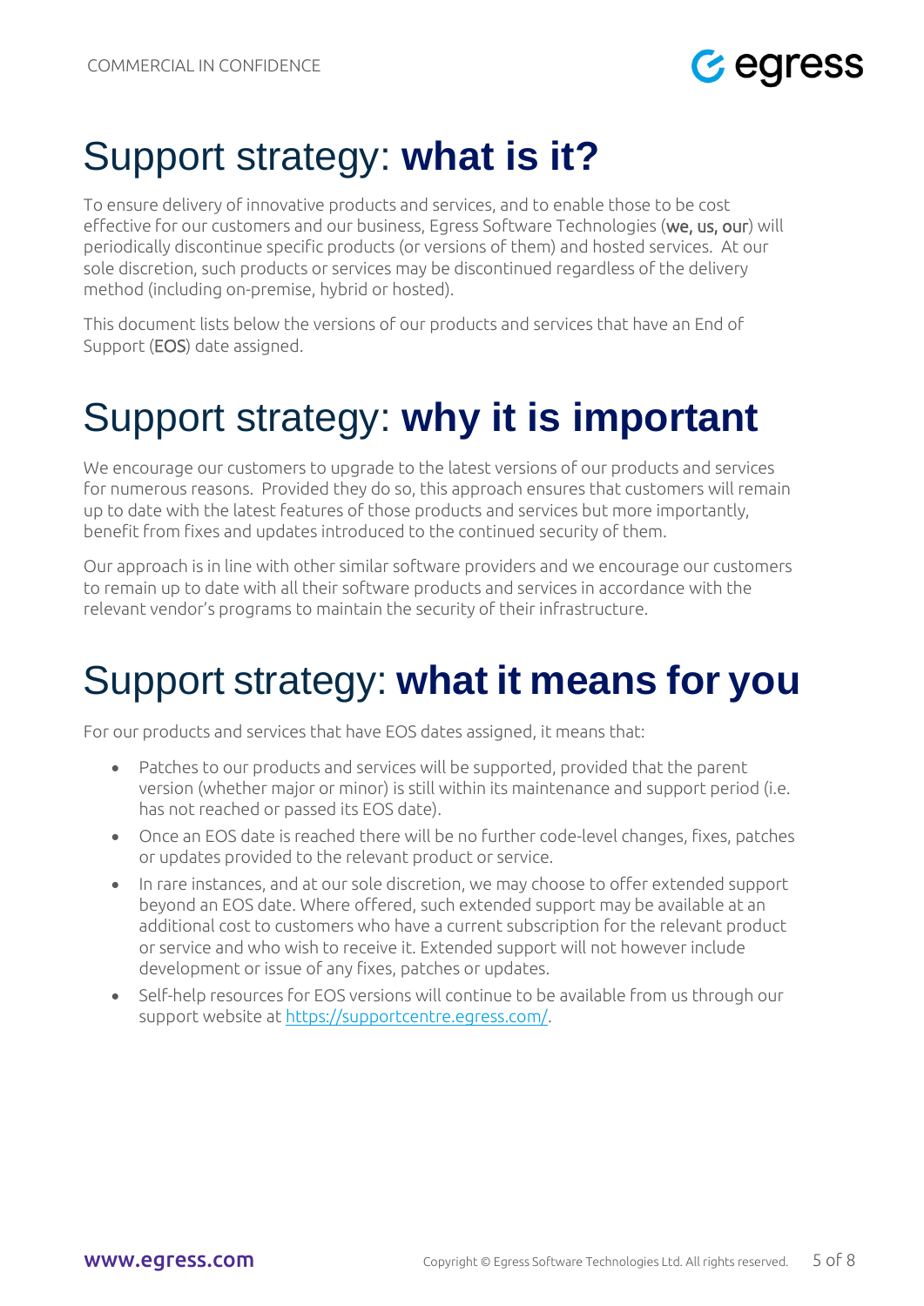# Support strategy: **what is it?**

To ensure delivery of innovative products and services, and to enable those to be cost effective for our customers and our business, Egress Software Technologies (**we, us, our**) will periodically discontinue specific products (or versions of them) and hosted services. At our sole discretion, such products or services may be discontinued regardless of the delivery method (including on-premise, hybrid or hosted).

This document lists below the versions of our products and services that have an End of Support (**EOS**) date assigned.

# Support strategy: **why it is important**

We encourage our customers to upgrade to the latest versions of our products and services for numerous reasons. Provided they do so, this approach ensures that customers will remain up to date with the latest features of those products and services but more importantly, benefit from fixes and updates introduced to the continued security of them.

Our approach is in line with other similar software providers and we encourage our customers to remain up to date with all their software products and services in accordance with the relevant vendor's programs to maintain the security of their infrastructure.

# Support strategy: **what it means for you**

For our products and services that have EOS dates assigned, it means that:

- Patches to our products and services will be supported, provided that the parent version (whether major or minor) is still within its maintenance and support period (i.e. has not reached or passed its EOS date).
- Once an EOS date is reached there will be no further code-level changes, fixes, patches or updates provided to the relevant product or service.
- In rare instances, and at our sole discretion, we may choose to offer extended support beyond an EOS date. Where offered, such extended support may be available at an additional cost to customers who have a current subscription for the relevant product or service and who wish to receive it. Extended support will not however include development or issue of any fixes, patches or updates.
- Self-help resources for EOS versions will continue to be available from us through our support website at https://supportcentre.egress.com/.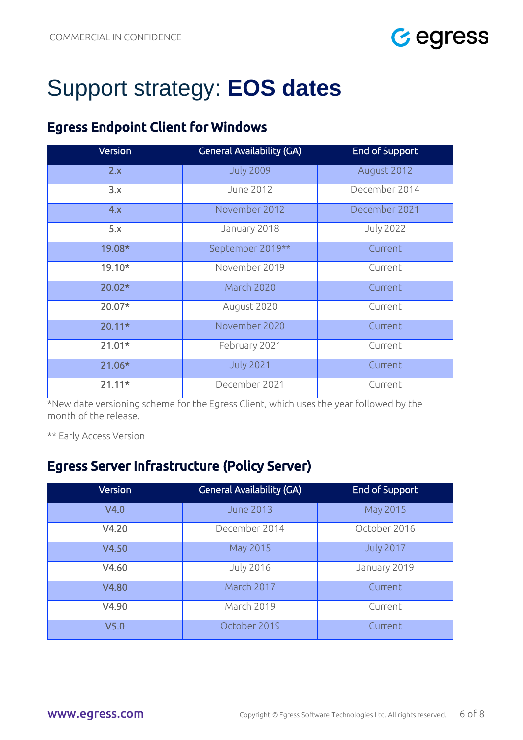# Support strategy: **EOS dates**

## Egress Endpoint Client for Windows

| Version | General Availability (GA) | End of Support |
|---|---|---|
| 2.x | July 2009 | August 2012 |
| 3.x | June 2012 | December 2014 |
| 4.x | November 2012 | December 2021 |
| 5.x | January 2018 | July 2022 |
| 19.08* | September 2019** | Current |
| 19.10* | November 2019 | Current |
| 20.02* | March 2020 | Current |
| 20.07* | August 2020 | Current |
| 20.11* | November 2020 | Current |
| 21.01* | February 2021 | Current |
| 21.06* | July 2021 | Current |
| 21.11* | December 2021 | Current |

*New date versioning scheme for the Egress Client, which uses the year followed by the month of the release.

** Early Access Version

## Egress Server Infrastructure (Policy Server)

| Version | General Availability (GA) | End of Support |
|---|---|---|
| V4.0 | June 2013 | May 2015 |
| V4.20 | December 2014 | October 2016 |
| V4.50 | May 2015 | July 2017 |
| V4.60 | July 2016 | January 2019 |
| V4.80 | March 2017 | Current |
| V4.90 | March 2019 | Current |
| V5.0 | October 2019 | Current |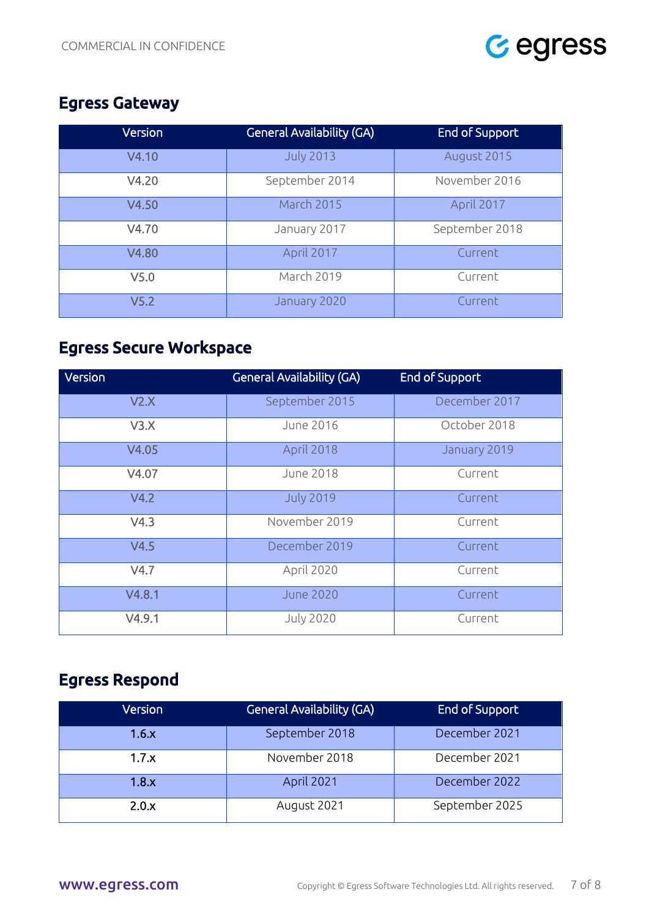## Egress Gateway

| Version | General Availability (GA) | End of Support |
|---|---|---|
| V4.10 | July 2013 | August 2015 |
| V4.20 | September 2014 | November 2016 |
| V4.50 | March 2015 | April 2017 |
| V4.70 | January 2017 | September 2018 |
| V4.80 | April 2017 | Current |
| V5.0 | March 2019 | Current |
| V5.2 | January 2020 | Current |

## Egress Secure Workspace

| Version | General Availability (GA) | End of Support |
|---|---|---|
| V2.X | September 2015 | December 2017 |
| V3.X | June 2016 | October 2018 |
| V4.05 | April 2018 | January 2019 |
| V4.07 | June 2018 | Current |
| V4.2 | July 2019 | Current |
| V4.3 | November 2019 | Current |
| V4.5 | December 2019 | Current |
| V4.7 | April 2020 | Current |
| V4.8.1 | June 2020 | Current |
| V4.9.1 | July 2020 | Current |

## Egress Respond

| Version | General Availability (GA) | End of Support |
|---|---|---|
| 1.6.x | September 2018 | December 2021 |
| 1.7.x | November 2018 | December 2021 |
| 1.8.x | April 2021 | December 2022 |
| 2.0.x | August 2021 | September 2025 |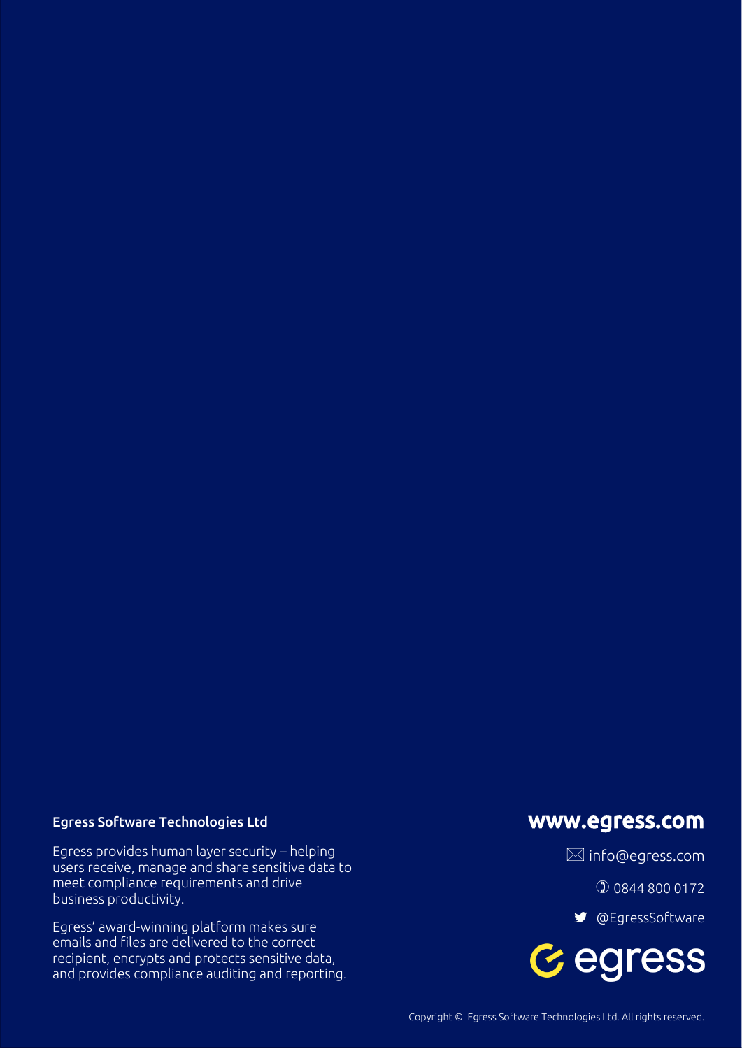**Egress Software Technologies Ltd**

Egress provides human layer security – helping users receive, manage and share sensitive data to meet compliance requirements and drive business productivity.

Egress' award-winning platform makes sure emails and files are delivered to the correct recipient, encrypts and protects sensitive data, and provides compliance auditing and reporting.

**www.egress.com**

info@egress.com

0844 800 0172

@EgressSoftware

egress

Copyright © Egress Software Technologies Ltd. All rights reserved.